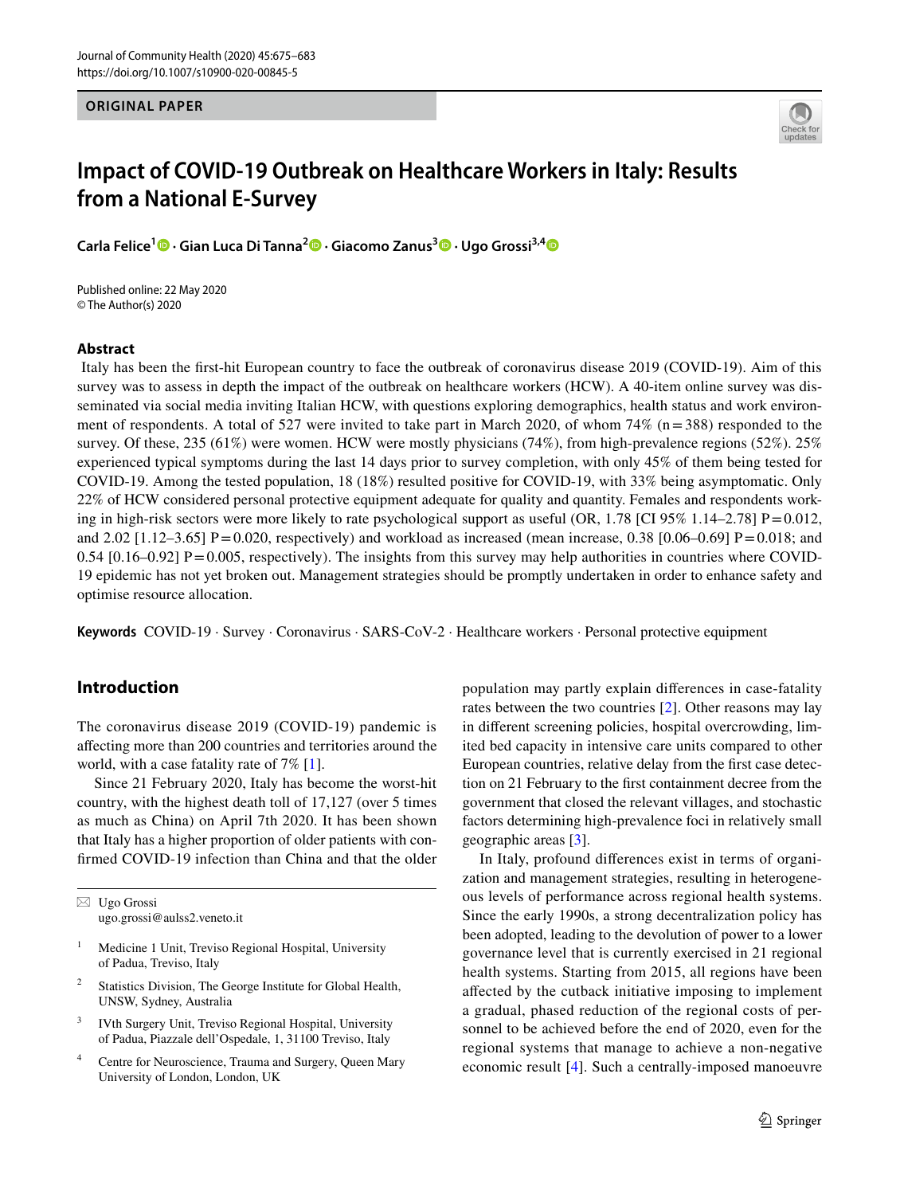ORIGINAL PAPER

# Impact of COVID-19 Outbreak on Healthcare Workers in Italy: Results from a National E-Survey

**Carla Felice[1] · Gian Luca Di Tanna[2] · Giacomo Zanus[3] · Ugo Grossi[3,4]**

Published online: 22 May 2020
© The Author(s) 2020

## Abstract

Italy has been the first-hit European country to face the outbreak of coronavirus disease 2019 (COVID-19). Aim of this survey was to assess in depth the impact of the outbreak on healthcare workers (HCW). A 40-item online survey was disseminated via social media inviting Italian HCW, with questions exploring demographics, health status and work environment of respondents. A total of 527 were invited to take part in March 2020, of whom 74% (n = 388) responded to the survey. Of these, 235 (61%) were women. HCW were mostly physicians (74%), from high-prevalence regions (52%). 25% experienced typical symptoms during the last 14 days prior to survey completion, with only 45% of them being tested for COVID-19. Among the tested population, 18 (18%) resulted positive for COVID-19, with 33% being asymptomatic. Only 22% of HCW considered personal protective equipment adequate for quality and quantity. Females and respondents working in high-risk sectors were more likely to rate psychological support as useful (OR, 1.78 [CI 95% 1.14–2.78] P = 0.012, and 2.02 [1.12–3.65] P = 0.020, respectively) and workload as increased (mean increase, 0.38 [0.06–0.69] P = 0.018; and 0.54 [0.16–0.92] P = 0.005, respectively). The insights from this survey may help authorities in countries where COVID-19 epidemic has not yet broken out. Management strategies should be promptly undertaken in order to enhance safety and optimise resource allocation.

**Keywords** COVID-19 · Survey · Coronavirus · SARS-CoV-2 · Healthcare workers · Personal protective equipment

## Introduction

The coronavirus disease 2019 (COVID-19) pandemic is affecting more than 200 countries and territories around the world, with a case fatality rate of 7% [1].

Since 21 February 2020, Italy has become the worst-hit country, with the highest death toll of 17,127 (over 5 times as much as China) on April 7th 2020. It has been shown that Italy has a higher proportion of older patients with confirmed COVID-19 infection than China and that the older population may partly explain differences in case-fatality rates between the two countries [2]. Other reasons may lay in different screening policies, hospital overcrowding, limited bed capacity in intensive care units compared to other European countries, relative delay from the first case detection on 21 February to the first containment decree from the government that closed the relevant villages, and stochastic factors determining high-prevalence foci in relatively small geographic areas [3].

In Italy, profound differences exist in terms of organization and management strategies, resulting in heterogeneous levels of performance across regional health systems. Since the early 1990s, a strong decentralization policy has been adopted, leading to the devolution of power to a lower governance level that is currently exercised in 21 regional health systems. Starting from 2015, all regions have been affected by the cutback initiative imposing to implement a gradual, phased reduction of the regional costs of personnel to be achieved before the end of 2020, even for the regional systems that manage to achieve a non-negative economic result [4]. Such a centrally-imposed manoeuvre

---

✉ Ugo Grossi
ugo.grossi@aulss2.veneto.it

[1] Medicine 1 Unit, Treviso Regional Hospital, University of Padua, Treviso, Italy

[2] Statistics Division, The George Institute for Global Health, UNSW, Sydney, Australia

[3] IVth Surgery Unit, Treviso Regional Hospital, University of Padua, Piazzale dell'Ospedale, 1, 31100 Treviso, Italy

[4] Centre for Neuroscience, Trauma and Surgery, Queen Mary University of London, London, UK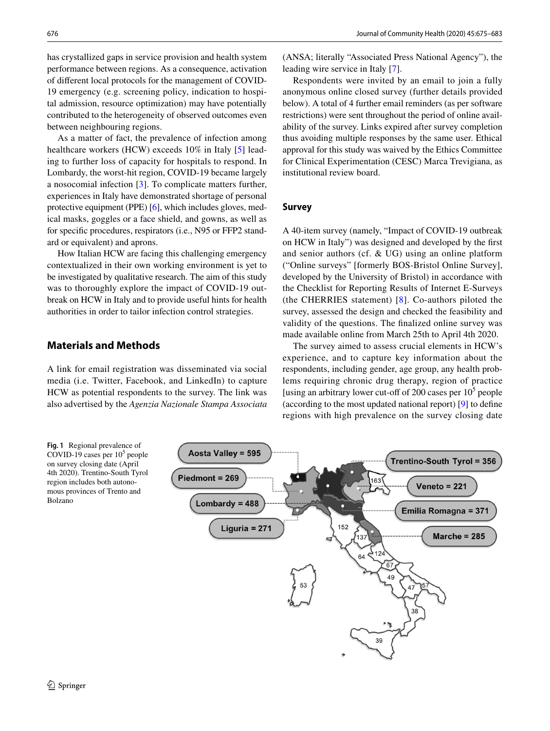has crystallized gaps in service provision and health system performance between regions. As a consequence, activation of different local protocols for the management of COVID-19 emergency (e.g. screening policy, indication to hospital admission, resource optimization) may have potentially contributed to the heterogeneity of observed outcomes even between neighbouring regions.

As a matter of fact, the prevalence of infection among healthcare workers (HCW) exceeds 10% in Italy [5] leading to further loss of capacity for hospitals to respond. In Lombardy, the worst-hit region, COVID-19 became largely a nosocomial infection [3]. To complicate matters further, experiences in Italy have demonstrated shortage of personal protective equipment (PPE) [6], which includes gloves, medical masks, goggles or a face shield, and gowns, as well as for specific procedures, respirators (i.e., N95 or FFP2 standard or equivalent) and aprons.

How Italian HCW are facing this challenging emergency contextualized in their own working environment is yet to be investigated by qualitative research. The aim of this study was to thoroughly explore the impact of COVID-19 outbreak on HCW in Italy and to provide useful hints for health authorities in order to tailor infection control strategies.

## Materials and Methods

A link for email registration was disseminated via social media (i.e. Twitter, Facebook, and LinkedIn) to capture HCW as potential respondents to the survey. The link was also advertised by the *Agenzia Nazionale Stampa Associata* (ANSA; literally "Associated Press National Agency"), the leading wire service in Italy [7].

Respondents were invited by an email to join a fully anonymous online closed survey (further details provided below). A total of 4 further email reminders (as per software restrictions) were sent throughout the period of online availability of the survey. Links expired after survey completion thus avoiding multiple responses by the same user. Ethical approval for this study was waived by the Ethics Committee for Clinical Experimentation (CESC) Marca Trevigiana, as institutional review board.

### Survey

A 40-item survey (namely, "Impact of COVID-19 outbreak on HCW in Italy") was designed and developed by the first and senior authors (cf. & UG) using an online platform ("Online surveys" [formerly BOS-Bristol Online Survey], developed by the University of Bristol) in accordance with the Checklist for Reporting Results of Internet E-Surveys (the CHERRIES statement) [8]. Co-authors piloted the survey, assessed the design and checked the feasibility and validity of the questions. The finalized online survey was made available online from March 25th to April 4th 2020.

The survey aimed to assess crucial elements in HCW's experience, and to capture key information about the respondents, including gender, age group, any health problems requiring chronic drug therapy, region of practice [using an arbitrary lower cut-off of 200 cases per $10^5$ people (according to the most updated national report) [9] to define regions with high prevalence on the survey closing date

**Fig. 1** Regional prevalence of COVID-19 cases per $10^5$ people on survey closing date (April 4th 2020). Trentino-South Tyrol region includes both autonomous provinces of Trento and Bolzano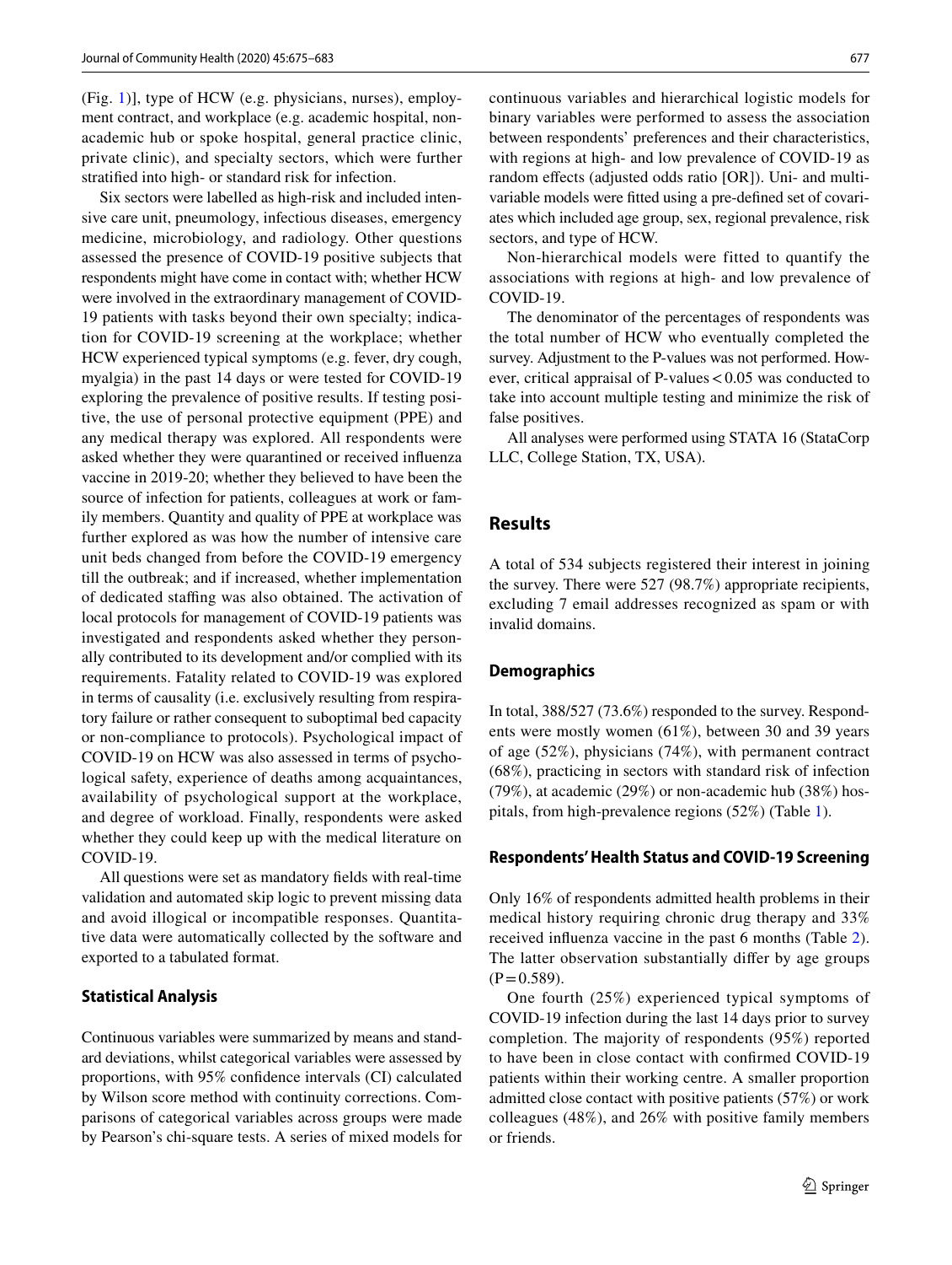(Fig. 1)], type of HCW (e.g. physicians, nurses), employment contract, and workplace (e.g. academic hospital, non-academic hub or spoke hospital, general practice clinic, private clinic), and specialty sectors, which were further stratified into high- or standard risk for infection.

Six sectors were labelled as high-risk and included intensive care unit, pneumology, infectious diseases, emergency medicine, microbiology, and radiology. Other questions assessed the presence of COVID-19 positive subjects that respondents might have come in contact with; whether HCW were involved in the extraordinary management of COVID-19 patients with tasks beyond their own specialty; indication for COVID-19 screening at the workplace; whether HCW experienced typical symptoms (e.g. fever, dry cough, myalgia) in the past 14 days or were tested for COVID-19 exploring the prevalence of positive results. If testing positive, the use of personal protective equipment (PPE) and any medical therapy was explored. All respondents were asked whether they were quarantined or received influenza vaccine in 2019-20; whether they believed to have been the source of infection for patients, colleagues at work or family members. Quantity and quality of PPE at workplace was further explored as was how the number of intensive care unit beds changed from before the COVID-19 emergency till the outbreak; and if increased, whether implementation of dedicated staffing was also obtained. The activation of local protocols for management of COVID-19 patients was investigated and respondents asked whether they personally contributed to its development and/or complied with its requirements. Fatality related to COVID-19 was explored in terms of causality (i.e. exclusively resulting from respiratory failure or rather consequent to suboptimal bed capacity or non-compliance to protocols). Psychological impact of COVID-19 on HCW was also assessed in terms of psychological safety, experience of deaths among acquaintances, availability of psychological support at the workplace, and degree of workload. Finally, respondents were asked whether they could keep up with the medical literature on COVID-19.

All questions were set as mandatory fields with real-time validation and automated skip logic to prevent missing data and avoid illogical or incompatible responses. Quantitative data were automatically collected by the software and exported to a tabulated format.

### Statistical Analysis

Continuous variables were summarized by means and standard deviations, whilst categorical variables were assessed by proportions, with 95% confidence intervals (CI) calculated by Wilson score method with continuity corrections. Comparisons of categorical variables across groups were made by Pearson's chi-square tests. A series of mixed models for continuous variables and hierarchical logistic models for binary variables were performed to assess the association between respondents' preferences and their characteristics, with regions at high- and low prevalence of COVID-19 as random effects (adjusted odds ratio [OR]). Uni- and multivariable models were fitted using a pre-defined set of covariates which included age group, sex, regional prevalence, risk sectors, and type of HCW.

Non-hierarchical models were fitted to quantify the associations with regions at high- and low prevalence of COVID-19.

The denominator of the percentages of respondents was the total number of HCW who eventually completed the survey. Adjustment to the P-values was not performed. However, critical appraisal of P-values $< 0.05$ was conducted to take into account multiple testing and minimize the risk of false positives.

All analyses were performed using STATA 16 (StataCorp LLC, College Station, TX, USA).

## Results

A total of 534 subjects registered their interest in joining the survey. There were 527 (98.7%) appropriate recipients, excluding 7 email addresses recognized as spam or with invalid domains.

### Demographics

In total, 388/527 (73.6%) responded to the survey. Respondents were mostly women (61%), between 30 and 39 years of age (52%), physicians (74%), with permanent contract (68%), practicing in sectors with standard risk of infection (79%), at academic (29%) or non-academic hub (38%) hospitals, from high-prevalence regions (52%) (Table 1).

### Respondents' Health Status and COVID-19 Screening

Only 16% of respondents admitted health problems in their medical history requiring chronic drug therapy and 33% received influenza vaccine in the past 6 months (Table 2). The latter observation substantially differ by age groups ($P = 0.589$).

One fourth (25%) experienced typical symptoms of COVID-19 infection during the last 14 days prior to survey completion. The majority of respondents (95%) reported to have been in close contact with confirmed COVID-19 patients within their working centre. A smaller proportion admitted close contact with positive patients (57%) or work colleagues (48%), and 26% with positive family members or friends.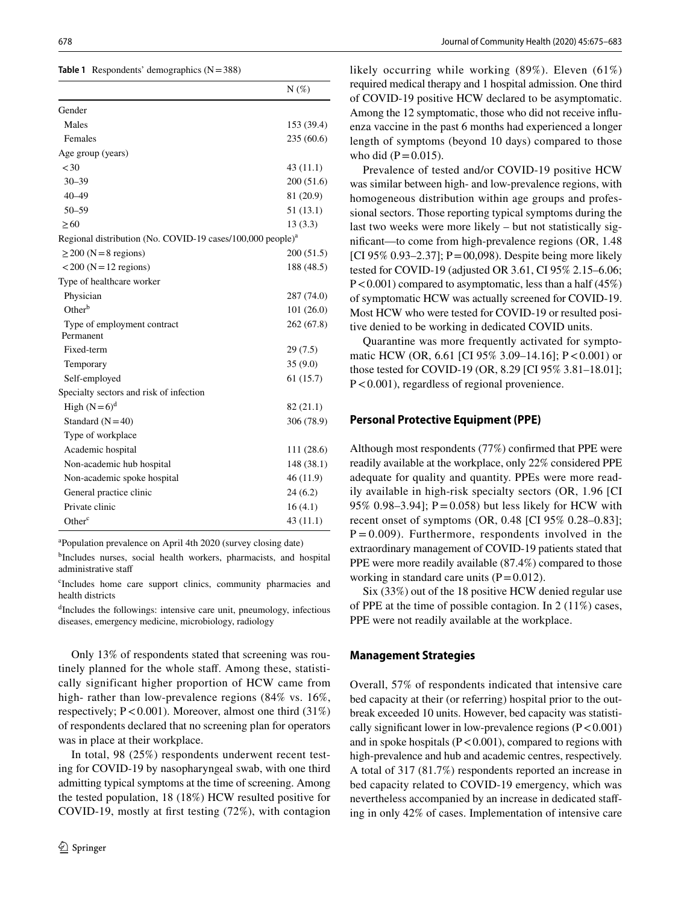**Table 1** Respondents' demographics (N = 388)

| | N (%) |
|---|---|
| Gender | |
| Males | 153 (39.4) |
| Females | 235 (60.6) |
| Age group (years) | |
| < 30 | 43 (11.1) |
| 30–39 | 200 (51.6) |
| 40–49 | 81 (20.9) |
| 50–59 | 51 (13.1) |
| ≥ 60 | 13 (3.3) |
| Regional distribution (No. COVID-19 cases/100,000 people)[a] | |
| ≥ 200 (N = 8 regions) | 200 (51.5) |
| < 200 (N = 12 regions) | 188 (48.5) |
| Type of healthcare worker | |
| Physician | 287 (74.0) |
| Other[b] | 101 (26.0) |
| Type of employment contract | |
| Permanent | 262 (67.8) |
| Fixed-term | 29 (7.5) |
| Temporary | 35 (9.0) |
| Self-employed | 61 (15.7) |
| Specialty sectors and risk of infection | |
| High (N = 6)[d] | 82 (21.1) |
| Standard (N = 40) | 306 (78.9) |
| Type of workplace | |
| Academic hospital | 111 (28.6) |
| Non-academic hub hospital | 148 (38.1) |
| Non-academic spoke hospital | 46 (11.9) |
| General practice clinic | 24 (6.2) |
| Private clinic | 16 (4.1) |
| Other[c] | 43 (11.1) |

[a]Population prevalence on April 4th 2020 (survey closing date)

[b]Includes nurses, social health workers, pharmacist, and hospital administrative staff

[c]Includes home care support clinics, community pharmacies and health districts

[d]Includes the followings: intensive care unit, pneumology, infectious diseases, emergency medicine, microbiology, radiology

Only 13% of respondents stated that screening was routinely planned for the whole staff. Among these, statistically significant higher proportion of HCW came from high- rather than low-prevalence regions (84% vs. 16%, respectively; P < 0.001). Moreover, almost one third (31%) of respondents declared that no screening plan for operators was in place at their workplace.

In total, 98 (25%) respondents underwent recent testing for COVID-19 by nasopharyngeal swab, with one third admitting typical symptoms at the time of screening. Among the tested population, 18 (18%) HCW resulted positive for COVID-19, mostly at first testing (72%), with contagion likely occurring while working (89%). Eleven (61%) required medical therapy and 1 hospital admission. One third of COVID-19 positive HCW declared to be asymptomatic. Among the 12 symptomatic, those who did not receive influenza vaccine in the past 6 months had experienced a longer length of symptoms (beyond 10 days) compared to those who did (P = 0.015).

Prevalence of tested and/or COVID-19 positive HCW was similar between high- and low-prevalence regions, with homogeneous distribution within age groups and professional sectors. Those reporting typical symptoms during the last two weeks were more likely – but not statistically significant—to come from high-prevalence regions (OR, 1.48 [CI 95% 0.93–2.37]; P = 00,098). Despite being more likely tested for COVID-19 (adjusted OR 3.61, CI 95% 2.15–6.06; P < 0.001) compared to asymptomatic, less than a half (45%) of symptomatic HCW was actually screened for COVID-19. Most HCW who were tested for COVID-19 or resulted positive denied to be working in dedicated COVID units.

Quarantine was more frequently activated for symptomatic HCW (OR, 6.61 [CI 95% 3.09–14.16]; P < 0.001) or those tested for COVID-19 (OR, 8.29 [CI 95% 3.81–18.01]; P < 0.001), regardless of regional provenience.

## Personal Protective Equipment (PPE)

Although most respondents (77%) confirmed that PPE were readily available at the workplace, only 22% considered PPE adequate for quality and quantity. PPEs were more readily available in high-risk specialty sectors (OR, 1.96 [CI 95% 0.98–3.94]; P = 0.058) but less likely for HCW with recent onset of symptoms (OR, 0.48 [CI 95% 0.28–0.83]; P = 0.009). Furthermore, respondents involved in the extraordinary management of COVID-19 patients stated that PPE were more readily available (87.4%) compared to those working in standard care units (P = 0.012).

Six (33%) out of the 18 positive HCW denied regular use of PPE at the time of possible contagion. In 2 (11%) cases, PPE were not readily available at the workplace.

## Management Strategies

Overall, 57% of respondents indicated that intensive care bed capacity at their (or referring) hospital prior to the outbreak exceeded 10 units. However, bed capacity was statistically significant lower in low-prevalence regions (P < 0.001) and in spoke hospitals (P < 0.001), compared to regions with high-prevalence and hub and academic centres, respectively. A total of 317 (81.7%) respondents reported an increase in bed capacity related to COVID-19 emergency, which was nevertheless accompanied by an increase in dedicated staffing in only 42% of cases. Implementation of intensive care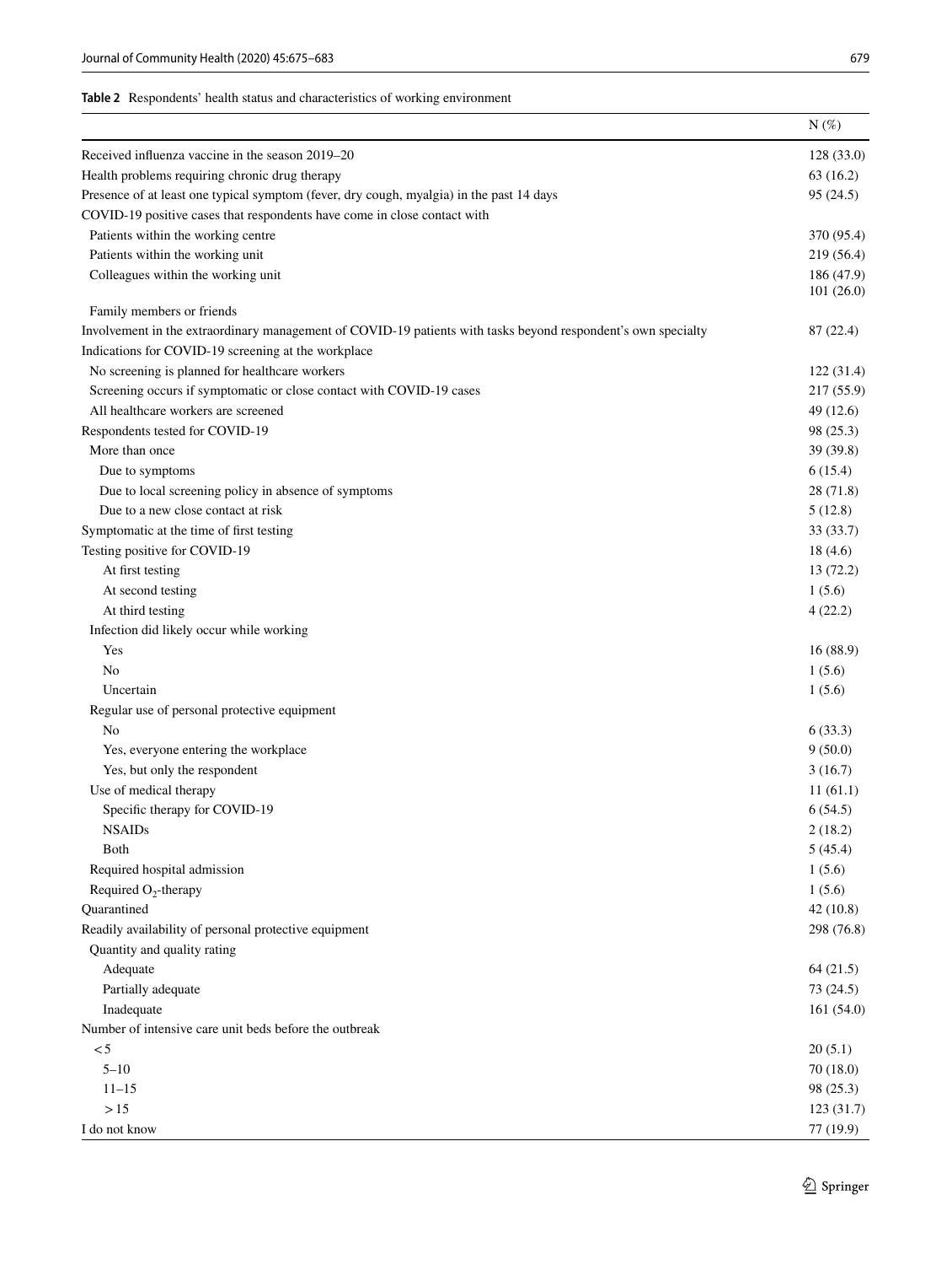**Table 2** Respondents' health status and characteristics of working environment

| | N (%) |
|---|---|
| Received influenza vaccine in the season 2019–20 | 128 (33.0) |
| Health problems requiring chronic drug therapy | 63 (16.2) |
| Presence of at least one typical symptom (fever, dry cough, myalgia) in the past 14 days | 95 (24.5) |
| COVID-19 positive cases that respondents have come in close contact with | |
| Patients within the working centre | 370 (95.4) |
| Patients within the working unit | 219 (56.4) |
| Colleagues within the working unit | 186 (47.9) |
| Family members or friends | 101 (26.0) |
| Involvement in the extraordinary management of COVID-19 patients with tasks beyond respondent's own specialty | 87 (22.4) |
| Indications for COVID-19 screening at the workplace | |
| No screening is planned for healthcare workers | 122 (31.4) |
| Screening occurs if symptomatic or close contact with COVID-19 cases | 217 (55.9) |
| All healthcare workers are screened | 49 (12.6) |
| Respondents tested for COVID-19 | 98 (25.3) |
| More than once | 39 (39.8) |
| Due to symptoms | 6 (15.4) |
| Due to local screening policy in absence of symptoms | 28 (71.8) |
| Due to a new close contact at risk | 5 (12.8) |
| Symptomatic at the time of first testing | 33 (33.7) |
| Testing positive for COVID-19 | 18 (4.6) |
| At first testing | 13 (72.2) |
| At second testing | 1 (5.6) |
| At third testing | 4 (22.2) |
| Infection did likely occur while working | |
| Yes | 16 (88.9) |
| No | 1 (5.6) |
| Uncertain | 1 (5.6) |
| Regular use of personal protective equipment | |
| No | 6 (33.3) |
| Yes, everyone entering the workplace | 9 (50.0) |
| Yes, but only the respondent | 3 (16.7) |
| Use of medical therapy | 11 (61.1) |
| Specific therapy for COVID-19 | 6 (54.5) |
| NSAIDs | 2 (18.2) |
| Both | 5 (45.4) |
| Required hospital admission | 1 (5.6) |
| Required $O_2$-therapy | 1 (5.6) |
| Quarantined | 42 (10.8) |
| Readily availability of personal protective equipment | 298 (76.8) |
| Quantity and quality rating | |
| Adequate | 64 (21.5) |
| Partially adequate | 73 (24.5) |
| Inadequate | 161 (54.0) |
| Number of intensive care unit beds before the outbreak | |
| < 5 | 20 (5.1) |
| 5–10 | 70 (18.0) |
| 11–15 | 98 (25.3) |
| > 15 | 123 (31.7) |
| I do not know | 77 (19.9) |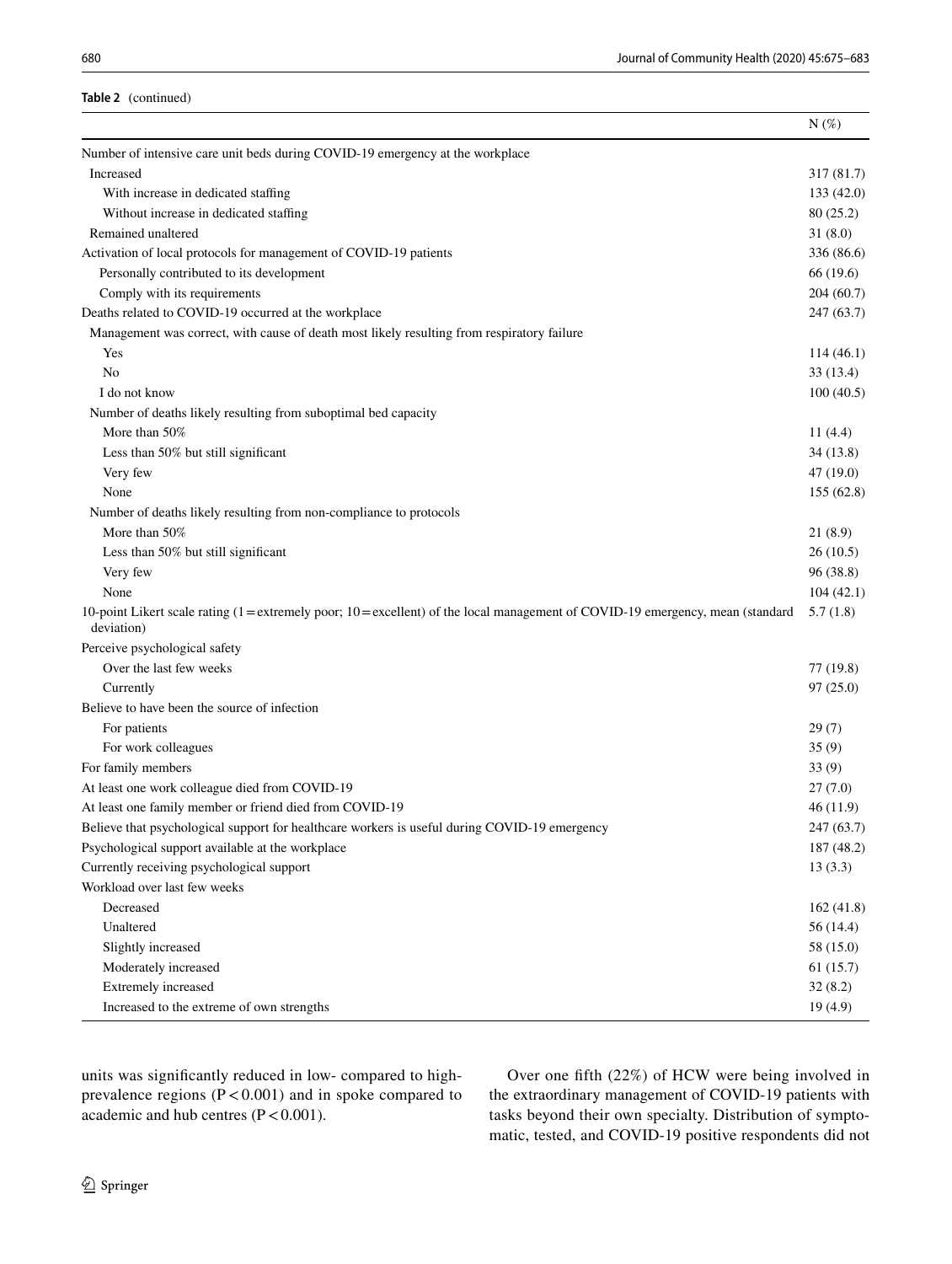**Table 2** (continued)

| | N (%) |
|---|---|
| Number of intensive care unit beds during COVID-19 emergency at the workplace | |
| Increased | 317 (81.7) |
| With increase in dedicated staffing | 133 (42.0) |
| Without increase in dedicated staffing | 80 (25.2) |
| Remained unaltered | 31 (8.0) |
| Activation of local protocols for management of COVID-19 patients | 336 (86.6) |
| Personally contributed to its development | 66 (19.6) |
| Comply with its requirements | 204 (60.7) |
| Deaths related to COVID-19 occurred at the workplace | 247 (63.7) |
| Management was correct, with cause of death most likely resulting from respiratory failure | |
| Yes | 114 (46.1) |
| No | 33 (13.4) |
| I do not know | 100 (40.5) |
| Number of deaths likely resulting from suboptimal bed capacity | |
| More than 50% | 11 (4.4) |
| Less than 50% but still significant | 34 (13.8) |
| Very few | 47 (19.0) |
| None | 155 (62.8) |
| Number of deaths likely resulting from non-compliance to protocols | |
| More than 50% | 21 (8.9) |
| Less than 50% but still significant | 26 (10.5) |
| Very few | 96 (38.8) |
| None | 104 (42.1) |
| 10-point Likert scale rating (1 = extremely poor; 10 = excellent) of the local management of COVID-19 emergency, mean (standard deviation) | 5.7 (1.8) |
| Perceive psychological safety | |
| Over the last few weeks | 77 (19.8) |
| Currently | 97 (25.0) |
| Believe to have been the source of infection | |
| For patients | 29 (7) |
| For work colleagues | 35 (9) |
| For family members | 33 (9) |
| At least one work colleague died from COVID-19 | 27 (7.0) |
| At least one family member or friend died from COVID-19 | 46 (11.9) |
| Believe that psychological support for healthcare workers is useful during COVID-19 emergency | 247 (63.7) |
| Psychological support available at the workplace | 187 (48.2) |
| Currently receiving psychological support | 13 (3.3) |
| Workload over last few weeks | |
| Decreased | 162 (41.8) |
| Unaltered | 56 (14.4) |
| Slightly increased | 58 (15.0) |
| Moderately increased | 61 (15.7) |
| Extremely increased | 32 (8.2) |
| Increased to the extreme of own strengths | 19 (4.9) |

units was significantly reduced in low- compared to high-prevalence regions ($P < 0.001$) and in spoke compared to academic and hub centres ($P < 0.001$).

Over one fifth (22%) of HCW were being involved in the extraordinary management of COVID-19 patients with tasks beyond their own specialty. Distribution of symptomatic, tested, and COVID-19 positive respondents did not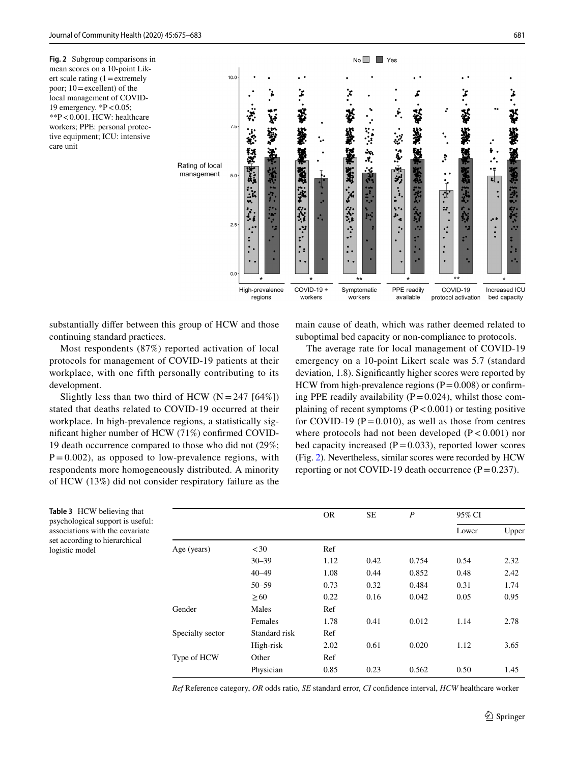**Fig. 2** Subgroup comparisons in mean scores on a 10-point Likert scale rating (1 = extremely poor; 10 = excellent) of the local management of COVID-19 emergency. *P < 0.05; **P < 0.001. HCW: healthcare workers; PPE: personal protective equipment; ICU: intensive care unit

substantially differ between this group of HCW and those continuing standard practices.

Most respondents (87%) reported activation of local protocols for management of COVID-19 patients at their workplace, with one fifth personally contributing to its development.

Slightly less than two third of HCW (N = 247 [64%]) stated that deaths related to COVID-19 occurred at their workplace. In high-prevalence regions, a statistically significant higher number of HCW (71%) confirmed COVID-19 death occurrence compared to those who did not (29%; P = 0.002), as opposed to low-prevalence regions, with respondents more homogeneously distributed. A minority of HCW (13%) did not consider respiratory failure as the main cause of death, which was rather deemed related to suboptimal bed capacity or non-compliance to protocols.

The average rate for local management of COVID-19 emergency on a 10-point Likert scale was 5.7 (standard deviation, 1.8). Significantly higher scores were reported by HCW from high-prevalence regions (P = 0.008) or confirming PPE readily availability (P = 0.024), whilst those complaining of recent symptoms (P < 0.001) or testing positive for COVID-19 (P = 0.010), as well as those from centres where protocols had not been developed (P < 0.001) nor bed capacity increased (P = 0.033), reported lower scores (Fig. 2). Nevertheless, similar scores were recorded by HCW reporting or not COVID-19 death occurrence (P = 0.237).

**Table 3** HCW believing that psychological support is useful: associations with the covariate set according to hierarchical logistic model

| | | OR | SE | *P* | 95% CI | |
|---|---|---|---|---|---|---|
| | | | | | Lower | Upper |
| Age (years) | < 30 | Ref | | | | |
| | 30–39 | 1.12 | 0.42 | 0.754 | 0.54 | 2.32 |
| | 40–49 | 1.08 | 0.44 | 0.852 | 0.48 | 2.42 |
| | 50–59 | 0.73 | 0.32 | 0.484 | 0.31 | 1.74 |
| | ≥ 60 | 0.22 | 0.16 | 0.042 | 0.05 | 0.95 |
| Gender | Males | Ref | | | | |
| | Females | 1.78 | 0.41 | 0.012 | 1.14 | 2.78 |
| Specialty sector | Standard risk | Ref | | | | |
| | High-risk | 2.02 | 0.61 | 0.020 | 1.12 | 3.65 |
| Type of HCW | Other | Ref | | | | |
| | Physician | 0.85 | 0.23 | 0.562 | 0.50 | 1.45 |

*Ref* Reference category, *OR* odds ratio, *SE* standard error, *CI* confidence interval, *HCW* healthcare worker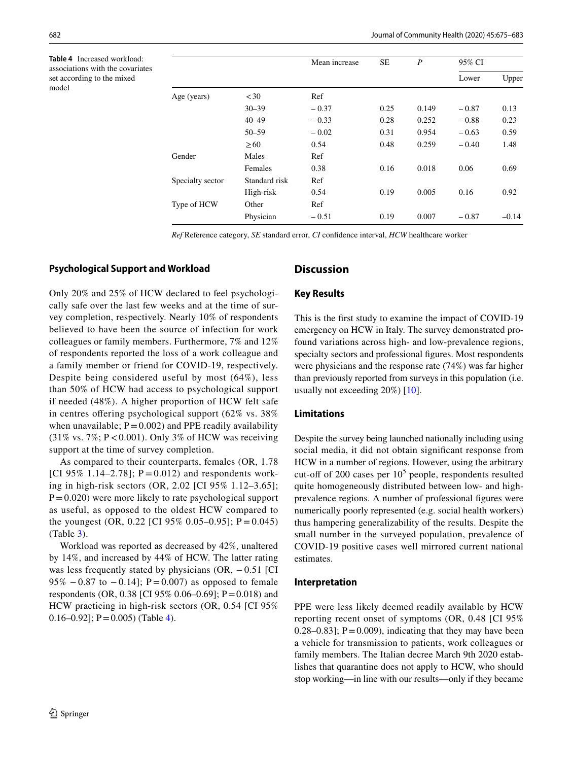**Table 4** Increased workload: associations with the covariates set according to the mixed model

| | | Mean increase | SE | *P* | 95% CI | |
|---|---|---|---|---|---|---|
| | | | | | Lower | Upper |
| Age (years) | <30 | Ref | | | | |
| | 30–39 | − 0.37 | 0.25 | 0.149 | − 0.87 | 0.13 |
| | 40–49 | − 0.33 | 0.28 | 0.252 | − 0.88 | 0.23 |
| | 50–59 | − 0.02 | 0.31 | 0.954 | − 0.63 | 0.59 |
| | ≥60 | 0.54 | 0.48 | 0.259 | − 0.40 | 1.48 |
| Gender | Males | Ref | | | | |
| | Females | 0.38 | 0.16 | 0.018 | 0.06 | 0.69 |
| Specialty sector | Standard risk | Ref | | | | |
| | High-risk | 0.54 | 0.19 | 0.005 | 0.16 | 0.92 |
| Type of HCW | Other | Ref | | | | |
| | Physician | − 0.51 | 0.19 | 0.007 | − 0.87 | −0.14 |

*Ref* Reference category, *SE* standard error, *CI* confidence interval, *HCW* healthcare worker

### Psychological Support and Workload

Only 20% and 25% of HCW declared to feel psychologically safe over the last few weeks and at the time of survey completion, respectively. Nearly 10% of respondents believed to have been the source of infection for work colleagues or family members. Furthermore, 7% and 12% of respondents reported the loss of a work colleague and a family member or friend for COVID-19, respectively. Despite being considered useful by most (64%), less than 50% of HCW had access to psychological support if needed (48%). A higher proportion of HCW felt safe in centres offering psychological support (62% vs. 38% when unavailable; $P = 0.002$) and PPE readily availability (31% vs. 7%; $P < 0.001$). Only 3% of HCW was receiving support at the time of survey completion.

As compared to their counterparts, females (OR, 1.78 [CI 95% 1.14–2.78]; $P = 0.012$) and respondents working in high-risk sectors (OR, 2.02 [CI 95% 1.12–3.65]; $P = 0.020$) were more likely to rate psychological support as useful, as opposed to the oldest HCW compared to the youngest (OR, 0.22 [CI 95% 0.05–0.95]; $P = 0.045$) (Table 3).

Workload was reported as decreased by 42%, unaltered by 14%, and increased by 44% of HCW. The latter rating was less frequently stated by physicians (OR, − 0.51 [CI 95% − 0.87 to − 0.14]; $P = 0.007$) as opposed to female respondents (OR, 0.38 [CI 95% 0.06–0.69]; $P = 0.018$) and HCW practicing in high-risk sectors (OR, 0.54 [CI 95% 0.16–0.92]; $P = 0.005$) (Table 4).

## Discussion

### Key Results

This is the first study to examine the impact of COVID-19 emergency on HCW in Italy. The survey demonstrated profound variations across high- and low-prevalence regions, specialty sectors and professional figures. Most respondents were physicians and the response rate (74%) was far higher than previously reported from surveys in this population (i.e. usually not exceeding 20%) [10].

### Limitations

Despite the survey being launched nationally including using social media, it did not obtain significant response from HCW in a number of regions. However, using the arbitrary cut-off of 200 cases per $10^5$ people, respondents resulted quite homogeneously distributed between low- and high-prevalence regions. A number of professional figures were numerically poorly represented (e.g. social health workers) thus hampering generalizability of the results. Despite the small number in the surveyed population, prevalence of COVID-19 positive cases well mirrored current national estimates.

### Interpretation

PPE were less likely deemed readily available by HCW reporting recent onset of symptoms (OR, 0.48 [CI 95% 0.28–0.83]; $P = 0.009$), indicating that they may have been a vehicle for transmission to patients, work colleagues or family members. The Italian decree March 9th 2020 establishes that quarantine does not apply to HCW, who should stop working—in line with our results—only if they became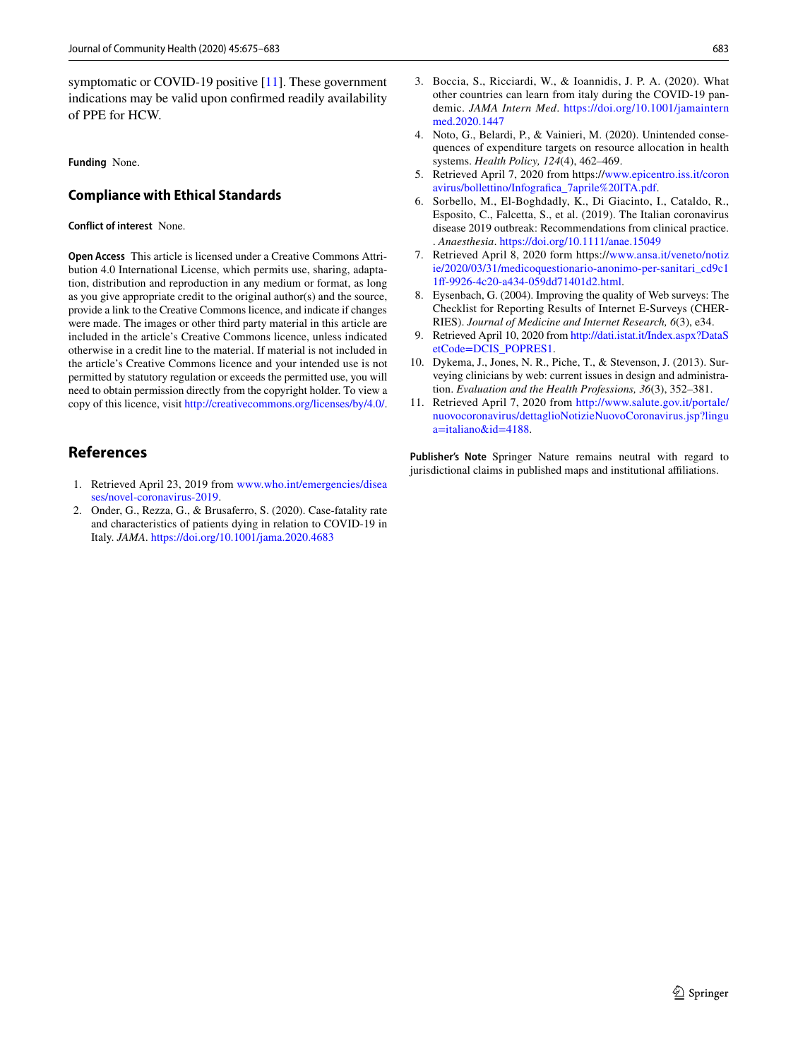symptomatic or COVID-19 positive [11]. These government indications may be valid upon confirmed readily availability of PPE for HCW.

**Funding** None.

## Compliance with Ethical Standards

**Conflict of interest** None.

**Open Access** This article is licensed under a Creative Commons Attribution 4.0 International License, which permits use, sharing, adaptation, distribution and reproduction in any medium or format, as long as you give appropriate credit to the original author(s) and the source, provide a link to the Creative Commons licence, and indicate if changes were made. The images or other third party material in this article are included in the article's Creative Commons licence, unless indicated otherwise in a credit line to the material. If material is not included in the article's Creative Commons licence and your intended use is not permitted by statutory regulation or exceeds the permitted use, you will need to obtain permission directly from the copyright holder. To view a copy of this licence, visit http://creativecommons.org/licenses/by/4.0/.

## References

1. Retrieved April 23, 2019 from www.who.int/emergencies/diseases/novel-coronavirus-2019.
2. Onder, G., Rezza, G., & Brusaferro, S. (2020). Case-fatality rate and characteristics of patients dying in relation to COVID-19 in Italy. *JAMA*. https://doi.org/10.1001/jama.2020.4683
3. Boccia, S., Ricciardi, W., & Ioannidis, J. P. A. (2020). What other countries can learn from italy during the COVID-19 pandemic. *JAMA Intern Med*. https://doi.org/10.1001/jamainternmed.2020.1447
4. Noto, G., Belardi, P., & Vainieri, M. (2020). Unintended consequences of expenditure targets on resource allocation in health systems. *Health Policy, 124*(4), 462–469.
5. Retrieved April 7, 2020 from https://www.epicentro.iss.it/coronavirus/bollettino/Infografica_7aprile%20ITA.pdf.
6. Sorbello, M., El-Boghdadly, K., Di Giacinto, I., Cataldo, R., Esposito, C., Falcetta, S., et al. (2019). The Italian coronavirus disease 2019 outbreak: Recommendations from clinical practice. . *Anaesthesia*. https://doi.org/10.1111/anae.15049
7. Retrieved April 8, 2020 form https://www.ansa.it/veneto/notizie/2020/03/31/medicoquestionario-anonimo-per-sanitari_cd9c11ff-9926-4c20-a434-059dd71401d2.html.
8. Eysenbach, G. (2004). Improving the quality of Web surveys: The Checklist for Reporting Results of Internet E-Surveys (CHERRIES). *Journal of Medicine and Internet Research, 6*(3), e34.
9. Retrieved April 10, 2020 from http://dati.istat.it/Index.aspx?DataSetCode=DCIS_POPRES1.
10. Dykema, J., Jones, N. R., Piche, T., & Stevenson, J. (2013). Surveying clinicians by web: current issues in design and administration. *Evaluation and the Health Professions, 36*(3), 352–381.
11. Retrieved April 7, 2020 from http://www.salute.gov.it/portale/nuovocoronavirus/dettaglioNotizieNuovoCoronavirus.jsp?lingua=italiano&id=4188.

**Publisher's Note** Springer Nature remains neutral with regard to jurisdictional claims in published maps and institutional affiliations.